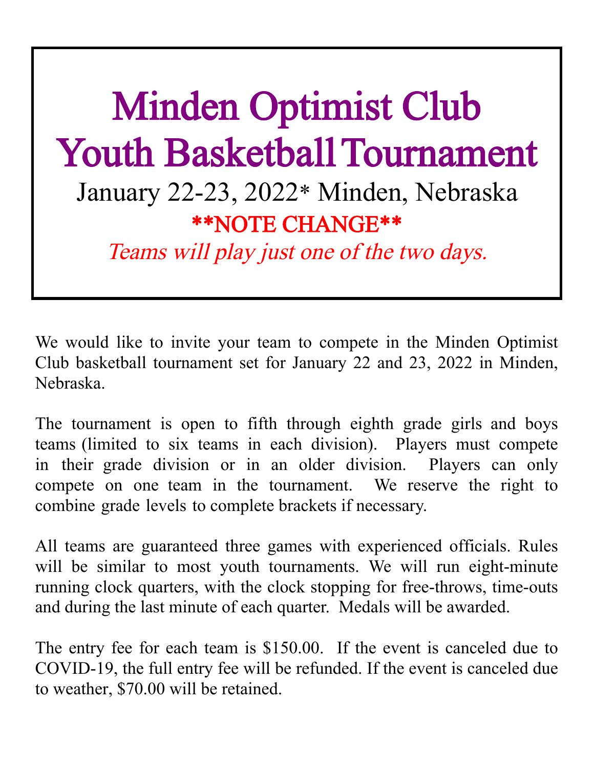# Minden Optimist Club Youth Basketball Tournament

January 22-23, 2022* Minden, Nebraska

**\*\*NOTE CHANGE\*\***

*Teams will play just one of the two days.*

We would like to invite your team to compete in the Minden Optimist Club basketball tournament set for January 22 and 23, 2022 in Minden, Nebraska.

The tournament is open to fifth through eighth grade girls and boys teams (limited to six teams in each division). Players must compete in their grade division or in an older division. Players can only compete on one team in the tournament. We reserve the right to combine grade levels to complete brackets if necessary.

All teams are guaranteed three games with experienced officials. Rules will be similar to most youth tournaments. We will run eight-minute running clock quarters, with the clock stopping for free-throws, time-outs and during the last minute of each quarter. Medals will be awarded.

The entry fee for each team is $150.00. If the event is canceled due to COVID-19, the full entry fee will be refunded. If the event is canceled due to weather, $70.00 will be retained.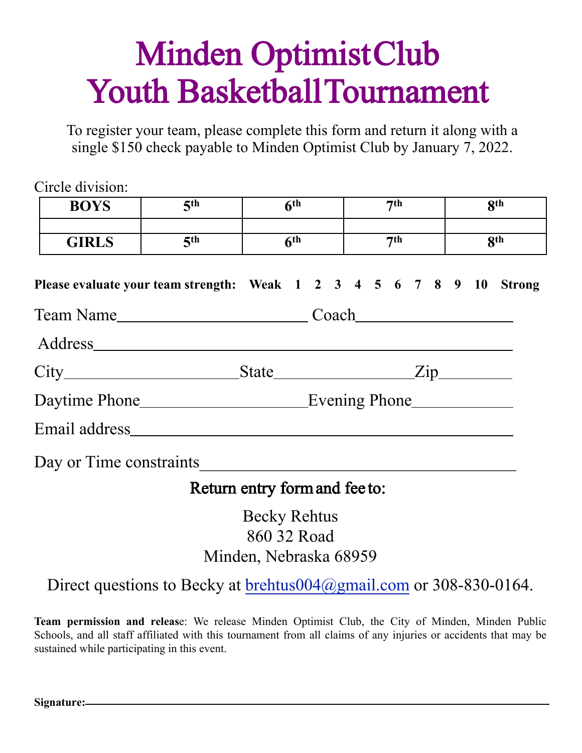# Minden Optimist Club Youth Basketball Tournament

To register your team, please complete this form and return it along with a single $150 check payable to Minden Optimist Club by January 7, 2022.

Circle division:

| | | | | |
|---|---|---|---|---|
| **BOYS** | **5th** | **6th** | **7th** | **8th** |
| | | | | |
| **GIRLS** | **5th** | **6th** | **7th** | **8th** |

**Please evaluate your team strength: Weak 1 2 3 4 5 6 7 8 9 10 Strong**

Team Name________________________ Coach____________________

Address____________________________________________________

City______________________State__________________Zip_________

Daytime Phone____________________Evening Phone____________

Email address________________________________________________

Day or Time constraints_____________________________________

## Return entry form and fee to:

Becky Rehtus
860 32 Road
Minden, Nebraska 68959

Direct questions to Becky at brehtus004@gmail.com or 308-830-0164.

**Team permission and release**: We release Minden Optimist Club, the City of Minden, Minden Public Schools, and all staff affiliated with this tournament from all claims of any injuries or accidents that may be sustained while participating in this event.

**Signature:**____________________________________________________